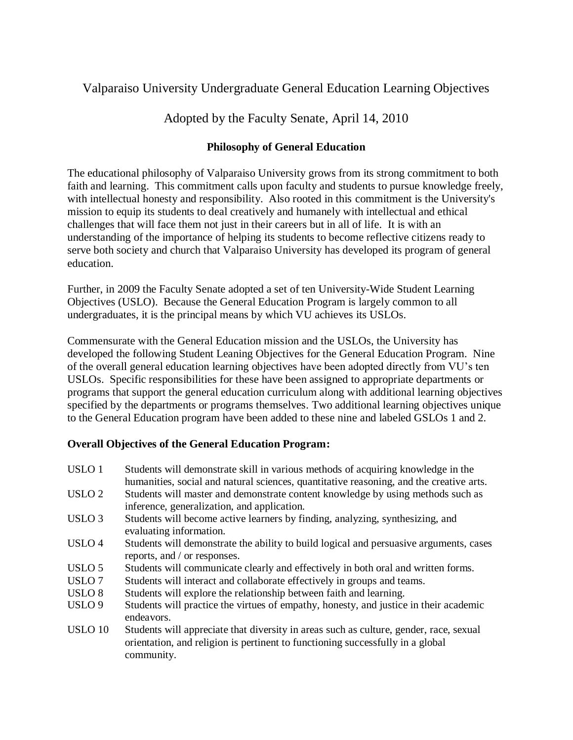# Valparaiso University Undergraduate General Education Learning Objectives

## Adopted by the Faculty Senate, April 14, 2010

### Philosophy of General Education

The educational philosophy of Valparaiso University grows from its strong commitment to both faith and learning. This commitment calls upon faculty and students to pursue knowledge freely, with intellectual honesty and responsibility. Also rooted in this commitment is the University's mission to equip its students to deal creatively and humanely with intellectual and ethical challenges that will face them not just in their careers but in all of life. It is with an understanding of the importance of helping its students to become reflective citizens ready to serve both society and church that Valparaiso University has developed its program of general education.

Further, in 2009 the Faculty Senate adopted a set of ten University-Wide Student Learning Objectives (USLO). Because the General Education Program is largely common to all undergraduates, it is the principal means by which VU achieves its USLOs.

Commensurate with the General Education mission and the USLOs, the University has developed the following Student Leaning Objectives for the General Education Program. Nine of the overall general education learning objectives have been adopted directly from VU's ten USLOs. Specific responsibilities for these have been assigned to appropriate departments or programs that support the general education curriculum along with additional learning objectives specified by the departments or programs themselves. Two additional learning objectives unique to the General Education program have been added to these nine and labeled GSLOs 1 and 2.

**Overall Objectives of the General Education Program:**

- USLO 1 Students will demonstrate skill in various methods of acquiring knowledge in the humanities, social and natural sciences, quantitative reasoning, and the creative arts.
- USLO 2 Students will master and demonstrate content knowledge by using methods such as inference, generalization, and application.
- USLO 3 Students will become active learners by finding, analyzing, synthesizing, and evaluating information.
- USLO 4 Students will demonstrate the ability to build logical and persuasive arguments, cases reports, and / or responses.
- USLO 5 Students will communicate clearly and effectively in both oral and written forms.
- USLO 7 Students will interact and collaborate effectively in groups and teams.
- USLO 8 Students will explore the relationship between faith and learning.
- USLO 9 Students will practice the virtues of empathy, honesty, and justice in their academic endeavors.
- USLO 10 Students will appreciate that diversity in areas such as culture, gender, race, sexual orientation, and religion is pertinent to functioning successfully in a global community.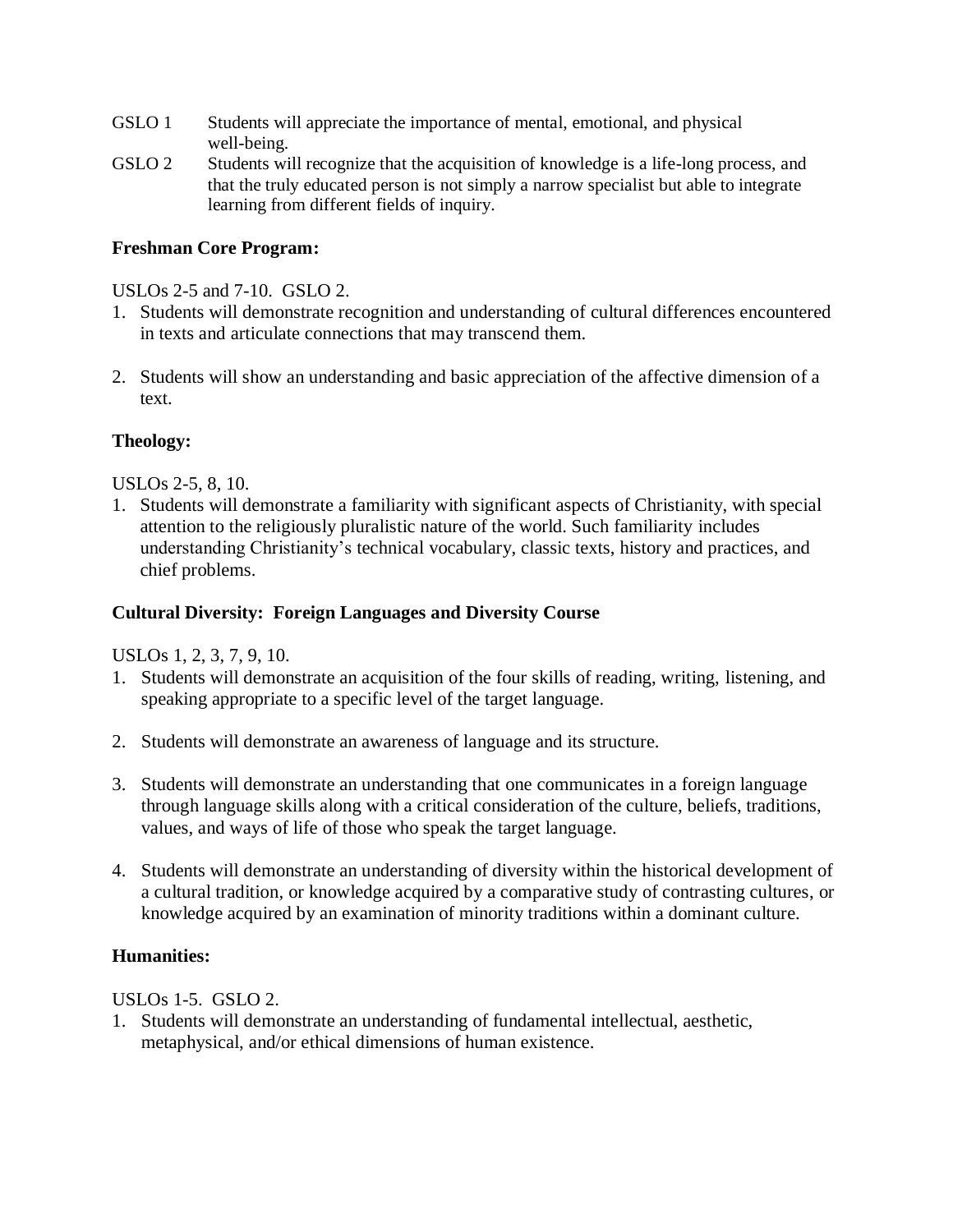GSLO 1 Students will appreciate the importance of mental, emotional, and physical well-being.

GSLO 2 Students will recognize that the acquisition of knowledge is a life-long process, and that the truly educated person is not simply a narrow specialist but able to integrate learning from different fields of inquiry.

**Freshman Core Program:**

USLOs 2-5 and 7-10. GSLO 2.

1. Students will demonstrate recognition and understanding of cultural differences encountered in texts and articulate connections that may transcend them.

2. Students will show an understanding and basic appreciation of the affective dimension of a text.

**Theology:**

USLOs 2-5, 8, 10.

1. Students will demonstrate a familiarity with significant aspects of Christianity, with special attention to the religiously pluralistic nature of the world. Such familiarity includes understanding Christianity's technical vocabulary, classic texts, history and practices, and chief problems.

**Cultural Diversity: Foreign Languages and Diversity Course**

USLOs 1, 2, 3, 7, 9, 10.

1. Students will demonstrate an acquisition of the four skills of reading, writing, listening, and speaking appropriate to a specific level of the target language.

2. Students will demonstrate an awareness of language and its structure.

3. Students will demonstrate an understanding that one communicates in a foreign language through language skills along with a critical consideration of the culture, beliefs, traditions, values, and ways of life of those who speak the target language.

4. Students will demonstrate an understanding of diversity within the historical development of a cultural tradition, or knowledge acquired by a comparative study of contrasting cultures, or knowledge acquired by an examination of minority traditions within a dominant culture.

**Humanities:**

USLOs 1-5. GSLO 2.

1. Students will demonstrate an understanding of fundamental intellectual, aesthetic, metaphysical, and/or ethical dimensions of human existence.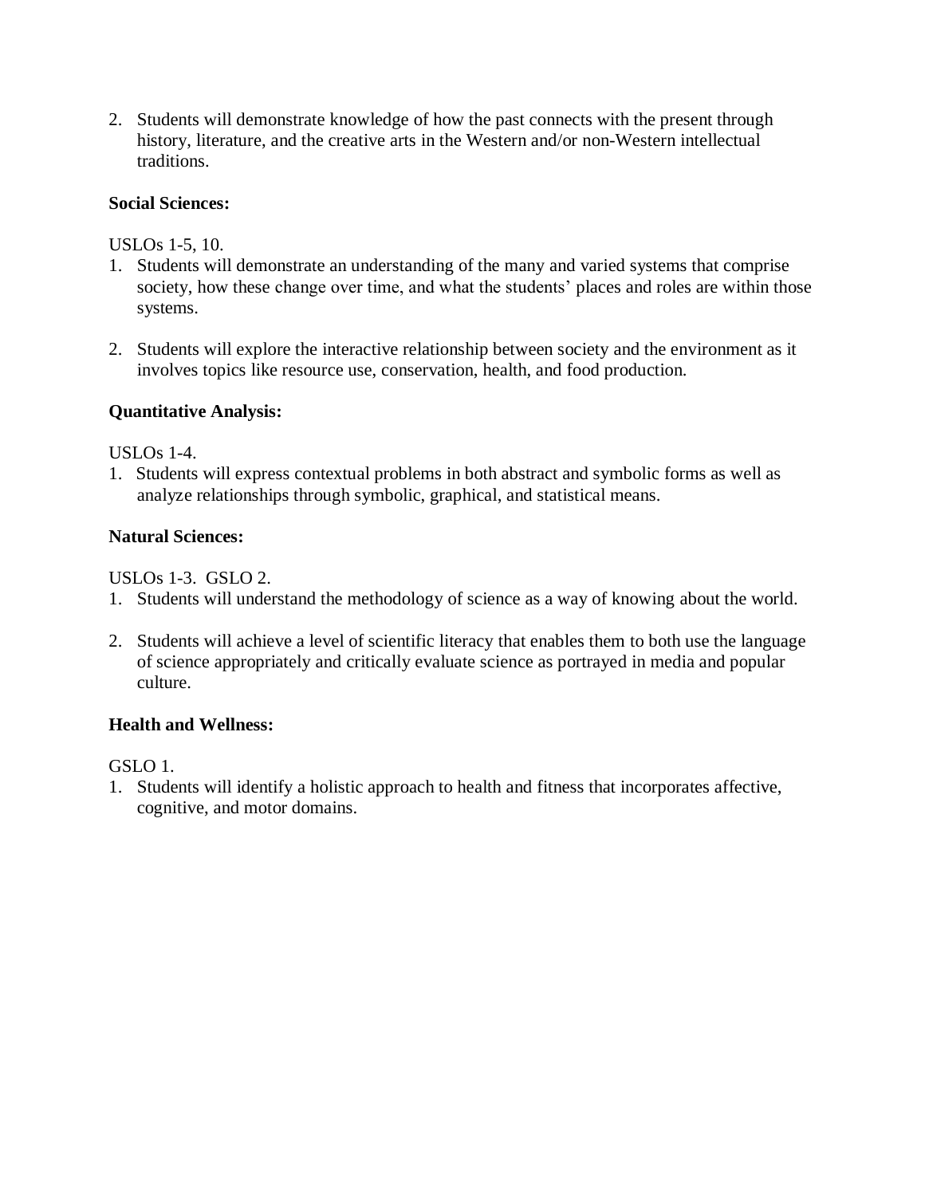2. Students will demonstrate knowledge of how the past connects with the present through history, literature, and the creative arts in the Western and/or non-Western intellectual traditions.

**Social Sciences:**

USLOs 1-5, 10.

1. Students will demonstrate an understanding of the many and varied systems that comprise society, how these change over time, and what the students' places and roles are within those systems.

2. Students will explore the interactive relationship between society and the environment as it involves topics like resource use, conservation, health, and food production.

**Quantitative Analysis:**

USLOs 1-4.

1. Students will express contextual problems in both abstract and symbolic forms as well as analyze relationships through symbolic, graphical, and statistical means.

**Natural Sciences:**

USLOs 1-3. GSLO 2.

1. Students will understand the methodology of science as a way of knowing about the world.

2. Students will achieve a level of scientific literacy that enables them to both use the language of science appropriately and critically evaluate science as portrayed in media and popular culture.

**Health and Wellness:**

GSLO 1.

1. Students will identify a holistic approach to health and fitness that incorporates affective, cognitive, and motor domains.